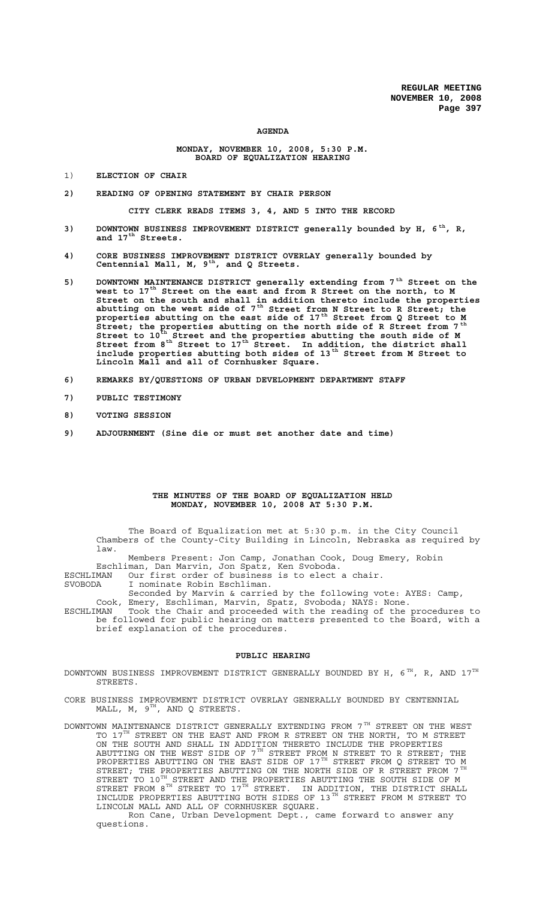**REGULAR MEETING**
**NOVEMBER 10, 2008**

**AGENDA**

**MONDAY, NOVEMBER 10, 2008, 5:30 P.M.**
**BOARD OF EQUALIZATION HEARING**

1) **ELECTION OF CHAIR**

2) **READING OF OPENING STATEMENT BY CHAIR PERSON**

**CITY CLERK READS ITEMS 3, 4, AND 5 INTO THE RECORD**

3) **DOWNTOWN BUSINESS IMPROVEMENT DISTRICT generally bounded by H, 6th, R, and 17th Streets.**

4) **CORE BUSINESS IMPROVEMENT DISTRICT OVERLAY generally bounded by Centennial Mall, M, 9th, and Q Streets.**

5) **DOWNTOWN MAINTENANCE DISTRICT generally extending from 7th Street on the west to 17th Street on the east and from R Street on the north, to M Street on the south and shall in addition thereto include the properties abutting on the west side of 7th Street from N Street to R Street; the properties abutting on the east side of 17th Street from Q Street to M Street; the properties abutting on the north side of R Street from 7th Street to 10th Street and the properties abutting the south side of M Street from 8th Street to 17th Street. In addition, the district shall include properties abutting both sides of 13th Street from M Street to Lincoln Mall and all of Cornhusker Square.**

6) **REMARKS BY/QUESTIONS OF URBAN DEVELOPMENT DEPARTMENT STAFF**

7) **PUBLIC TESTIMONY**

8) **VOTING SESSION**

9) **ADJOURNMENT (Sine die or must set another date and time)**

**THE MINUTES OF THE BOARD OF EQUALIZATION HELD**
**MONDAY, NOVEMBER 10, 2008 AT 5:30 P.M.**

The Board of Equalization met at 5:30 p.m. in the City Council Chambers of the County-City Building in Lincoln, Nebraska as required by law.

Members Present: Jon Camp, Jonathan Cook, Doug Emery, Robin Eschliman, Dan Marvin, Jon Spatz, Ken Svoboda.

ESCHLIMAN Our first order of business is to elect a chair.

SVOBODA I nominate Robin Eschliman.

Seconded by Marvin & carried by the following vote: AYES: Camp, Cook, Emery, Eschliman, Marvin, Spatz, Svoboda; NAYS: None.

ESCHLIMAN Took the Chair and proceeded with the reading of the procedures to be followed for public hearing on matters presented to the Board, with a brief explanation of the procedures.

## PUBLIC HEARING

DOWNTOWN BUSINESS IMPROVEMENT DISTRICT GENERALLY BOUNDED BY H, 6TH, R, AND 17TH STREETS.

CORE BUSINESS IMPROVEMENT DISTRICT OVERLAY GENERALLY BOUNDED BY CENTENNIAL MALL, M, 9TH, AND Q STREETS.

DOWNTOWN MAINTENANCE DISTRICT GENERALLY EXTENDING FROM 7TH STREET ON THE WEST TO 17TH STREET ON THE EAST AND FROM R STREET ON THE NORTH, TO M STREET ON THE SOUTH AND SHALL IN ADDITION THERETO INCLUDE THE PROPERTIES ABUTTING ON THE WEST SIDE OF 7TH STREET FROM N STREET TO R STREET; THE PROPERTIES ABUTTING ON THE EAST SIDE OF 17TH STREET FROM Q STREET TO M STREET; THE PROPERTIES ABUTTING ON THE NORTH SIDE OF R STREET FROM 7TH STREET TO 10TH STREET AND THE PROPERTIES ABUTTING THE SOUTH SIDE OF M STREET FROM 8TH STREET TO 17TH STREET. IN ADDITION, THE DISTRICT SHALL INCLUDE PROPERTIES ABUTTING BOTH SIDES OF 13TH STREET FROM M STREET TO LINCOLN MALL AND ALL OF CORNHUSKER SQUARE.

Ron Cane, Urban Development Dept., came forward to answer any questions.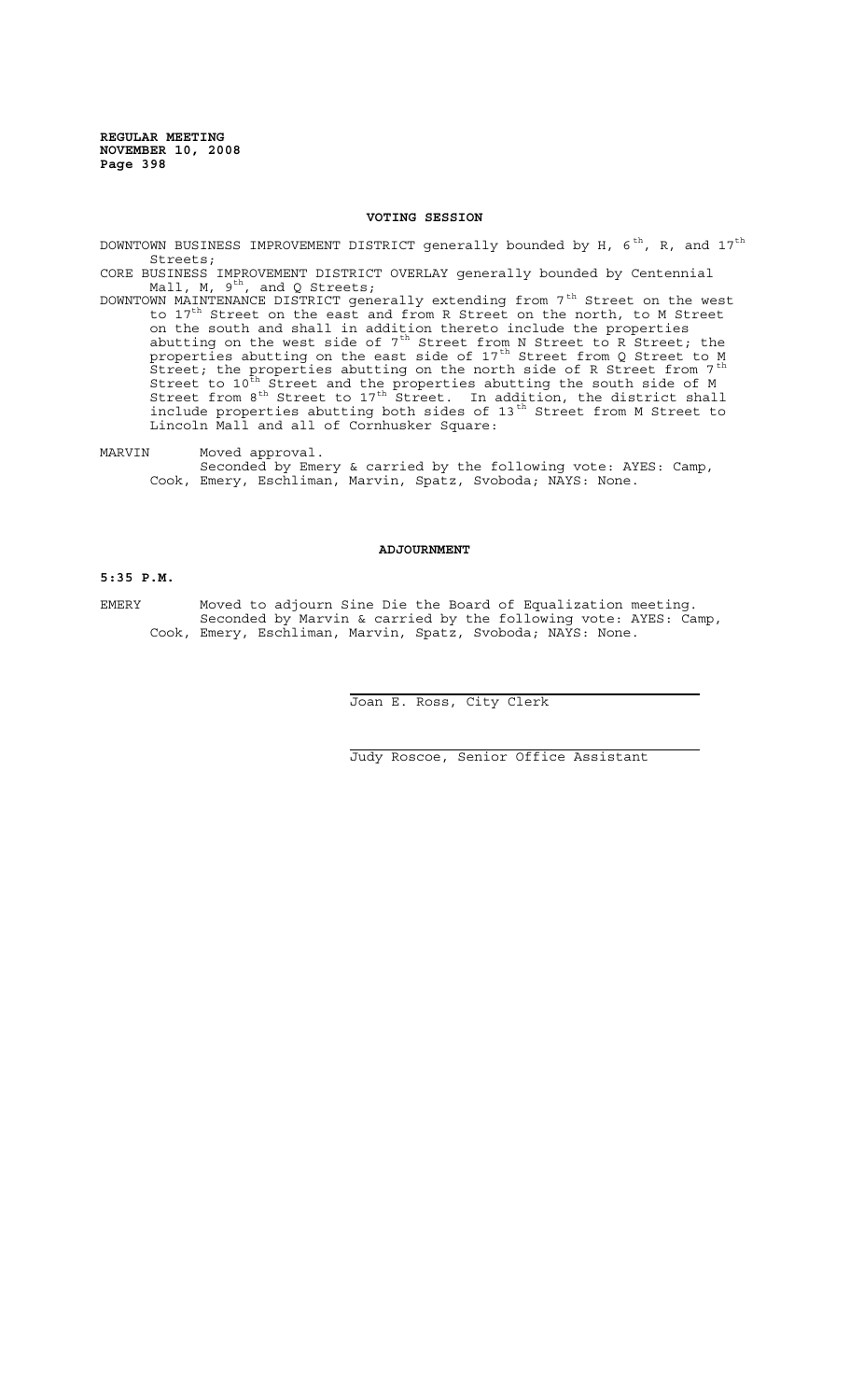## VOTING SESSION

DOWNTOWN BUSINESS IMPROVEMENT DISTRICT generally bounded by H, 6th, R, and 17th Streets;

CORE BUSINESS IMPROVEMENT DISTRICT OVERLAY generally bounded by Centennial Mall, M, 9th, and Q Streets;

DOWNTOWN MAINTENANCE DISTRICT generally extending from 7th Street on the west to 17th Street on the east and from R Street on the north, to M Street on the south and shall in addition thereto include the properties abutting on the west side of 7th Street from N Street to R Street; the properties abutting on the east side of 17th Street from Q Street to M Street; the properties abutting on the north side of R Street from 7th Street to 10th Street and the properties abutting the south side of M Street from 8th Street to 17th Street. In addition, the district shall include properties abutting both sides of 13th Street from M Street to Lincoln Mall and all of Cornhusker Square:

MARVIN Moved approval.
Seconded by Emery & carried by the following vote: AYES: Camp, Cook, Emery, Eschliman, Marvin, Spatz, Svoboda; NAYS: None.

## ADJOURNMENT

**5:35 P.M.**

EMERY Moved to adjourn Sine Die the Board of Equalization meeting.
Seconded by Marvin & carried by the following vote: AYES: Camp, Cook, Emery, Eschliman, Marvin, Spatz, Svoboda; NAYS: None.

Joan E. Ross, City Clerk

Judy Roscoe, Senior Office Assistant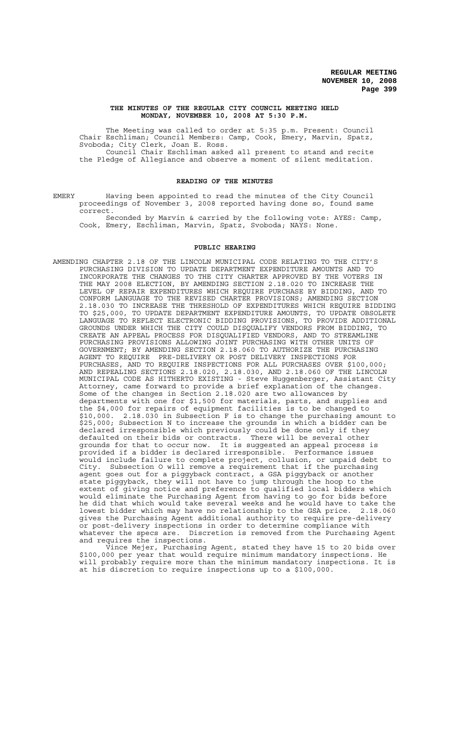## THE MINUTES OF THE REGULAR CITY COUNCIL MEETING HELD MONDAY, NOVEMBER 10, 2008 AT 5:30 P.M.

The Meeting was called to order at 5:35 p.m. Present: Council Chair Eschliman; Council Members: Camp, Cook, Emery, Marvin, Spatz, Svoboda; City Clerk, Joan E. Ross.

Council Chair Eschliman asked all present to stand and recite the Pledge of Allegiance and observe a moment of silent meditation.

## READING OF THE MINUTES

EMERY Having been appointed to read the minutes of the City Council proceedings of November 3, 2008 reported having done so, found same correct.

Seconded by Marvin & carried by the following vote: AYES: Camp, Cook, Emery, Eschliman, Marvin, Spatz, Svoboda; NAYS: None.

## PUBLIC HEARING

AMENDING CHAPTER 2.18 OF THE LINCOLN MUNICIPAL CODE RELATING TO THE CITY'S PURCHASING DIVISION TO UPDATE DEPARTMENT EXPENDITURE AMOUNTS AND TO INCORPORATE THE CHANGES TO THE CITY CHARTER APPROVED BY THE VOTERS IN THE MAY 2008 ELECTION, BY AMENDING SECTION 2.18.020 TO INCREASE THE LEVEL OF REPAIR EXPENDITURES WHICH REQUIRE PURCHASE BY BIDDING, AND TO CONFORM LANGUAGE TO THE REVISED CHARTER PROVISIONS; AMENDING SECTION 2.18.030 TO INCREASE THE THRESHOLD OF EXPENDITURES WHICH REQUIRE BIDDING TO $25,000, TO UPDATE DEPARTMENT EXPENDITURE AMOUNTS, TO UPDATE OBSOLETE LANGUAGE TO REFLECT ELECTRONIC BIDDING PROVISIONS, TO PROVIDE ADDITIONAL GROUNDS UNDER WHICH THE CITY COULD DISQUALIFY VENDORS FROM BIDDING, TO CREATE AN APPEAL PROCESS FOR DISQUALIFIED VENDORS, AND TO STREAMLINE PURCHASING PROVISIONS ALLOWING JOINT PURCHASING WITH OTHER UNITS OF GOVERNMENT; BY AMENDING SECTION 2.18.060 TO AUTHORIZE THE PURCHASING AGENT TO REQUIRE PRE-DELIVERY OR POST DELIVERY INSPECTIONS FOR PURCHASES, AND TO REQUIRE INSPECTIONS FOR ALL PURCHASES OVER $100,000; AND REPEALING SECTIONS 2.18.020, 2.18.030, AND 2.18.060 OF THE LINCOLN MUNICIPAL CODE AS HITHERTO EXISTING - Steve Huggenberger, Assistant City Attorney, came forward to provide a brief explanation of the changes. Some of the changes in Section 2.18.020 are two allowances by departments with one for $1,500 for materials, parts, and supplies and the $4,000 for repairs of equipment facilities is to be changed to $10,000. 2.18.030 in Subsection F is to change the purchasing amount to $25,000; Subsection N to increase the grounds in which a bidder can be declared irresponsible which previously could be done only if they defaulted on their bids or contracts. There will be several other grounds for that to occur now. It is suggested an appeal process is provided if a bidder is declared irresponsible. Performance issues would include failure to complete project, collusion, or unpaid debt to City. Subsection O will remove a requirement that if the purchasing agent goes out for a piggyback contract, a GSA piggyback or another state piggyback, they will not have to jump through the hoop to the extent of giving notice and preference to qualified local bidders which would eliminate the Purchasing Agent from having to go for bids before he did that which would take several weeks and he would have to take the lowest bidder which may have no relationship to the GSA price. 2.18.060 gives the Purchasing Agent additional authority to require pre-delivery or post-delivery inspections in order to determine compliance with whatever the specs are. Discretion is removed from the Purchasing Agent and requires the inspections.

Vince Mejer, Purchasing Agent, stated they have 15 to 20 bids over $100,000 per year that would require minimum mandatory inspections. He will probably require more than the minimum mandatory inspections. It is at his discretion to require inspections up to a $100,000.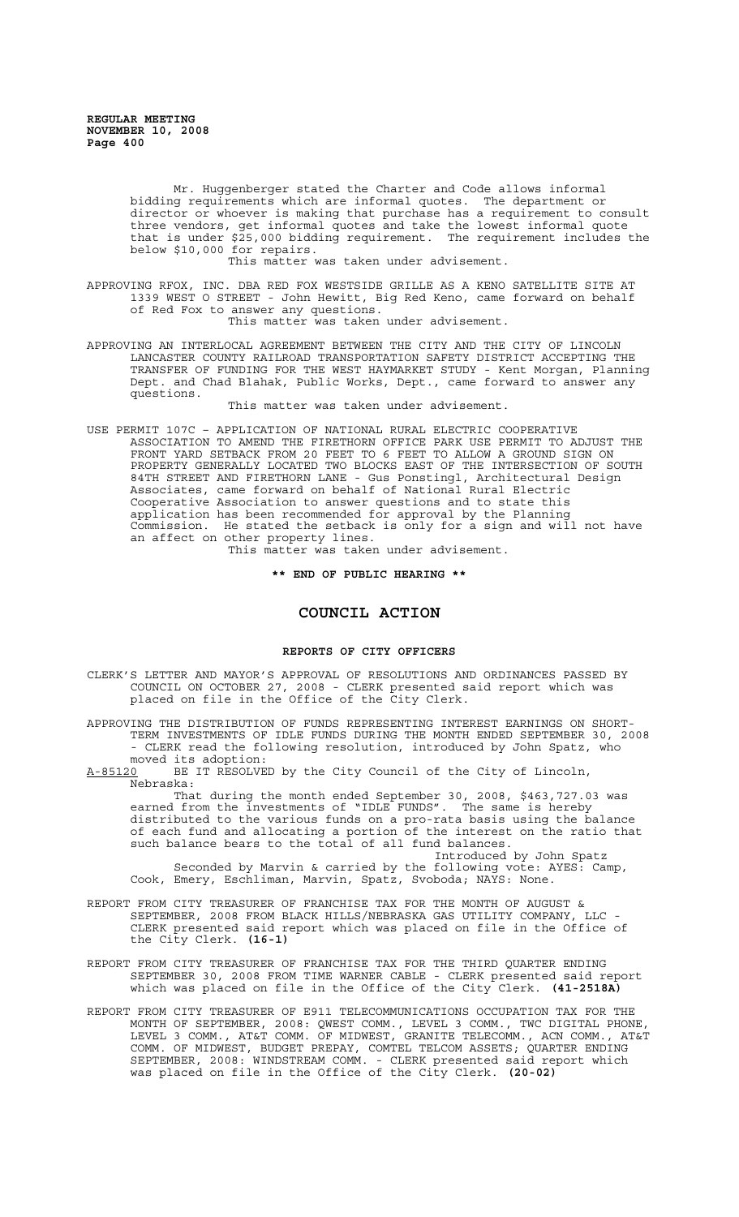Mr. Huggenberger stated the Charter and Code allows informal bidding requirements which are informal quotes. The department or director or whoever is making that purchase has a requirement to consult three vendors, get informal quotes and take the lowest informal quote that is under $25,000 bidding requirement. The requirement includes the below $10,000 for repairs.

This matter was taken under advisement.

APPROVING RFOX, INC. DBA RED FOX WESTSIDE GRILLE AS A KENO SATELLITE SITE AT 1339 WEST O STREET - John Hewitt, Big Red Keno, came forward on behalf of Red Fox to answer any questions.

This matter was taken under advisement.

APPROVING AN INTERLOCAL AGREEMENT BETWEEN THE CITY AND THE CITY OF LINCOLN LANCASTER COUNTY RAILROAD TRANSPORTATION SAFETY DISTRICT ACCEPTING THE TRANSFER OF FUNDING FOR THE WEST HAYMARKET STUDY - Kent Morgan, Planning Dept. and Chad Blahak, Public Works, Dept., came forward to answer any questions.

This matter was taken under advisement.

USE PERMIT 107C – APPLICATION OF NATIONAL RURAL ELECTRIC COOPERATIVE ASSOCIATION TO AMEND THE FIRETHORN OFFICE PARK USE PERMIT TO ADJUST THE FRONT YARD SETBACK FROM 20 FEET TO 6 FEET TO ALLOW A GROUND SIGN ON PROPERTY GENERALLY LOCATED TWO BLOCKS EAST OF THE INTERSECTION OF SOUTH 84TH STREET AND FIRETHORN LANE - Gus Ponstingl, Architectural Design Associates, came forward on behalf of National Rural Electric Cooperative Association to answer questions and to state this application has been recommended for approval by the Planning Commission. He stated the setback is only for a sign and will not have an affect on other property lines.

This matter was taken under advisement.

**\*\* END OF PUBLIC HEARING \*\***

## COUNCIL ACTION

### REPORTS OF CITY OFFICERS

CLERK'S LETTER AND MAYOR'S APPROVAL OF RESOLUTIONS AND ORDINANCES PASSED BY COUNCIL ON OCTOBER 27, 2008 - CLERK presented said report which was placed on file in the Office of the City Clerk.

APPROVING THE DISTRIBUTION OF FUNDS REPRESENTING INTEREST EARNINGS ON SHORT-TERM INVESTMENTS OF IDLE FUNDS DURING THE MONTH ENDED SEPTEMBER 30, 2008 - CLERK read the following resolution, introduced by John Spatz, who moved its adoption:

A-85120 BE IT RESOLVED by the City Council of the City of Lincoln, Nebraska:

That during the month ended September 30, 2008, $463,727.03 was earned from the investments of "IDLE FUNDS". The same is hereby distributed to the various funds on a pro-rata basis using the balance of each fund and allocating a portion of the interest on the ratio that such balance bears to the total of all fund balances.

Introduced by John Spatz

Seconded by Marvin & carried by the following vote: AYES: Camp, Cook, Emery, Eschliman, Marvin, Spatz, Svoboda; NAYS: None.

REPORT FROM CITY TREASURER OF FRANCHISE TAX FOR THE MONTH OF AUGUST & SEPTEMBER, 2008 FROM BLACK HILLS/NEBRASKA GAS UTILITY COMPANY, LLC - CLERK presented said report which was placed on file in the Office of the City Clerk. **(16-1)**

REPORT FROM CITY TREASURER OF FRANCHISE TAX FOR THE THIRD QUARTER ENDING SEPTEMBER 30, 2008 FROM TIME WARNER CABLE - CLERK presented said report which was placed on file in the Office of the City Clerk. **(41-2518A)**

REPORT FROM CITY TREASURER OF E911 TELECOMMUNICATIONS OCCUPATION TAX FOR THE MONTH OF SEPTEMBER, 2008: QWEST COMM., LEVEL 3 COMM., TWC DIGITAL PHONE, LEVEL 3 COMM., AT&T COMM. OF MIDWEST, GRANITE TELECOMM., ACN COMM., AT&T COMM. OF MIDWEST, BUDGET PREPAY, COMTEL TELCOM ASSETS; QUARTER ENDING SEPTEMBER, 2008: WINDSTREAM COMM. - CLERK presented said report which was placed on file in the Office of the City Clerk. **(20-02)**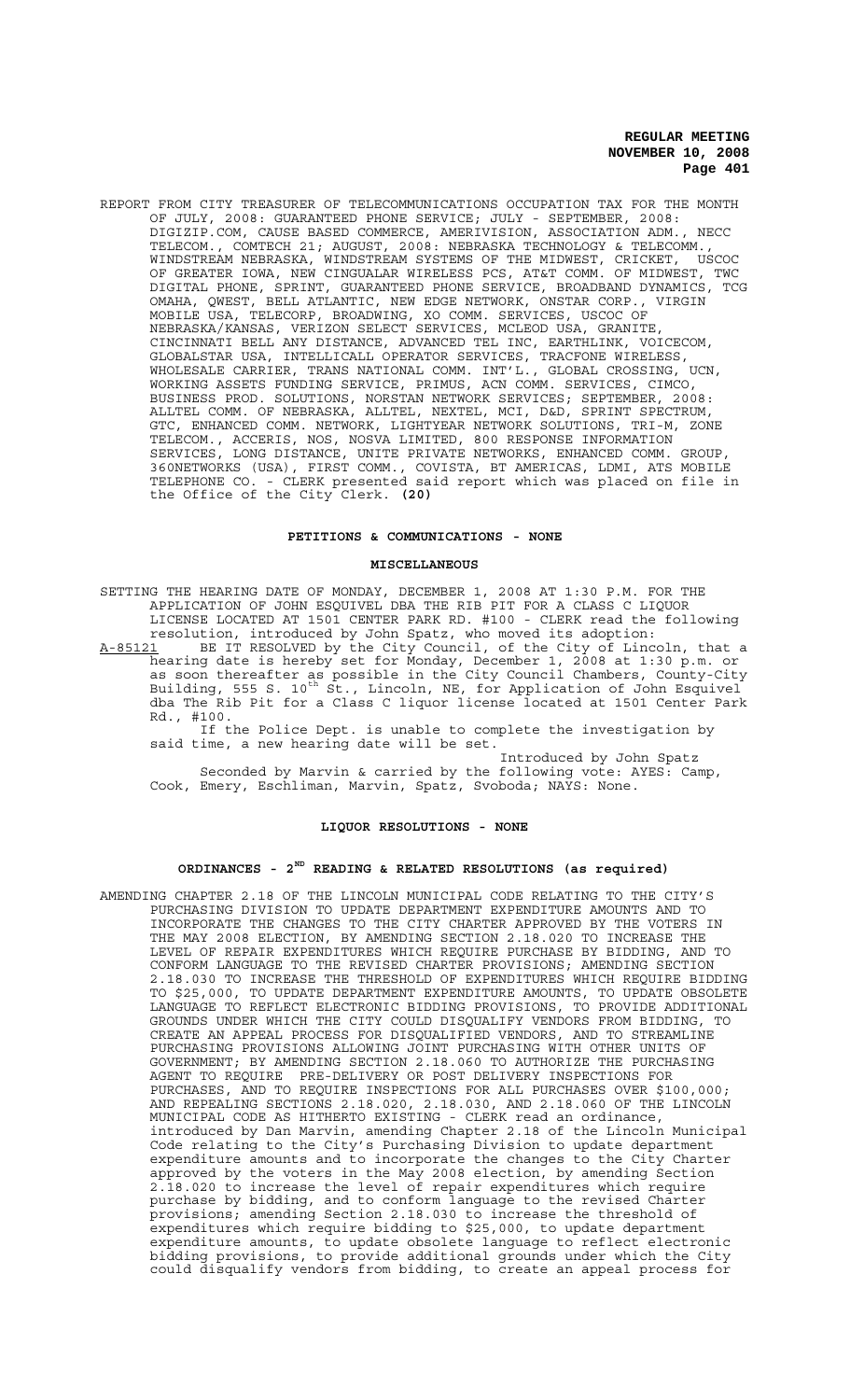REPORT FROM CITY TREASURER OF TELECOMMUNICATIONS OCCUPATION TAX FOR THE MONTH OF JULY, 2008: GUARANTEED PHONE SERVICE; JULY - SEPTEMBER, 2008: DIGIZIP.COM, CAUSE BASED COMMERCE, AMERIVISION, ASSOCIATION ADM., NECC TELECOM., COMTECH 21; AUGUST, 2008: NEBRASKA TECHNOLOGY & TELECOMM., WINDSTREAM NEBRASKA, WINDSTREAM SYSTEMS OF THE MIDWEST, CRICKET, USCOC OF GREATER IOWA, NEW CINGUALAR WIRELESS PCS, AT&T COMM. OF MIDWEST, TWC DIGITAL PHONE, SPRINT, GUARANTEED PHONE SERVICE, BROADBAND DYNAMICS, TCG OMAHA, QWEST, BELL ATLANTIC, NEW EDGE NETWORK, ONSTAR CORP., VIRGIN MOBILE USA, TELECORP, BROADWING, XO COMM. SERVICES, USCOC OF NEBRASKA/KANSAS, VERIZON SELECT SERVICES, MCLEOD USA, GRANITE, CINCINNATI BELL ANY DISTANCE, ADVANCED TEL INC, EARTHLINK, VOICECOM, GLOBALSTAR USA, INTELLICALL OPERATOR SERVICES, TRACFONE WIRELESS, WHOLESALE CARRIER, TRANS NATIONAL COMM. INT'L., GLOBAL CROSSING, UCN, WORKING ASSETS FUNDING SERVICE, PRIMUS, ACN COMM. SERVICES, CIMCO, BUSINESS PROD. SOLUTIONS, NORSTAN NETWORK SERVICES; SEPTEMBER, 2008: ALLTEL COMM. OF NEBRASKA, ALLTEL, NEXTEL, MCI, D&D, SPRINT SPECTRUM, GTC, ENHANCED COMM. NETWORK, LIGHTYEAR NETWORK SOLUTIONS, TRI-M, ZONE TELECOM., ACCERIS, NOS, NOSVA LIMITED, 800 RESPONSE INFORMATION SERVICES, LONG DISTANCE, UNITE PRIVATE NETWORKS, ENHANCED COMM. GROUP, 360NETWORKS (USA), FIRST COMM., COVISTA, BT AMERICAS, LDMI, ATS MOBILE TELEPHONE CO. - CLERK presented said report which was placed on file in the Office of the City Clerk. **(20)**

## PETITIONS & COMMUNICATIONS - NONE

## MISCELLANEOUS

SETTING THE HEARING DATE OF MONDAY, DECEMBER 1, 2008 AT 1:30 P.M. FOR THE APPLICATION OF JOHN ESQUIVEL DBA THE RIB PIT FOR A CLASS C LIQUOR LICENSE LOCATED AT 1501 CENTER PARK RD. #100 - CLERK read the following resolution, introduced by John Spatz, who moved its adoption:

A-85121 BE IT RESOLVED by the City Council, of the City of Lincoln, that a hearing date is hereby set for Monday, December 1, 2008 at 1:30 p.m. or as soon thereafter as possible in the City Council Chambers, County-City Building, 555 S. 10th St., Lincoln, NE, for Application of John Esquivel dba The Rib Pit for a Class C liquor license located at 1501 Center Park Rd., #100.

If the Police Dept. is unable to complete the investigation by said time, a new hearing date will be set.

Introduced by John Spatz

Seconded by Marvin & carried by the following vote: AYES: Camp, Cook, Emery, Eschliman, Marvin, Spatz, Svoboda; NAYS: None.

## LIQUOR RESOLUTIONS - NONE

## ORDINANCES - 2ND READING & RELATED RESOLUTIONS (as required)

AMENDING CHAPTER 2.18 OF THE LINCOLN MUNICIPAL CODE RELATING TO THE CITY'S PURCHASING DIVISION TO UPDATE DEPARTMENT EXPENDITURE AMOUNTS AND TO INCORPORATE THE CHANGES TO THE CITY CHARTER APPROVED BY THE VOTERS IN THE MAY 2008 ELECTION, BY AMENDING SECTION 2.18.020 TO INCREASE THE LEVEL OF REPAIR EXPENDITURES WHICH REQUIRE PURCHASE BY BIDDING, AND TO CONFORM LANGUAGE TO THE REVISED CHARTER PROVISIONS; AMENDING SECTION 2.18.030 TO INCREASE THE THRESHOLD OF EXPENDITURES WHICH REQUIRE BIDDING TO $25,000, TO UPDATE DEPARTMENT EXPENDITURE AMOUNTS, TO UPDATE OBSOLETE LANGUAGE TO REFLECT ELECTRONIC BIDDING PROVISIONS, TO PROVIDE ADDITIONAL GROUNDS UNDER WHICH THE CITY COULD DISQUALIFY VENDORS FROM BIDDING, TO CREATE AN APPEAL PROCESS FOR DISQUALIFIED VENDORS, AND TO STREAMLINE PURCHASING PROVISIONS ALLOWING JOINT PURCHASING WITH OTHER UNITS OF GOVERNMENT; BY AMENDING SECTION 2.18.060 TO AUTHORIZE THE PURCHASING AGENT TO REQUIRE PRE-DELIVERY OR POST DELIVERY INSPECTIONS FOR PURCHASES, AND TO REQUIRE INSPECTIONS FOR ALL PURCHASES OVER $100,000; AND REPEALING SECTIONS 2.18.020, 2.18.030, AND 2.18.060 OF THE LINCOLN MUNICIPAL CODE AS HITHERTO EXISTING - CLERK read an ordinance, introduced by Dan Marvin, amending Chapter 2.18 of the Lincoln Municipal Code relating to the City's Purchasing Division to update department expenditure amounts and to incorporate the changes to the City Charter approved by the voters in the May 2008 election, by amending Section 2.18.020 to increase the level of repair expenditures which require purchase by bidding, and to conform language to the revised Charter provisions; amending Section 2.18.030 to increase the threshold of expenditures which require bidding to $25,000, to update department expenditure amounts, to update obsolete language to reflect electronic bidding provisions, to provide additional grounds under which the City could disqualify vendors from bidding, to create an appeal process for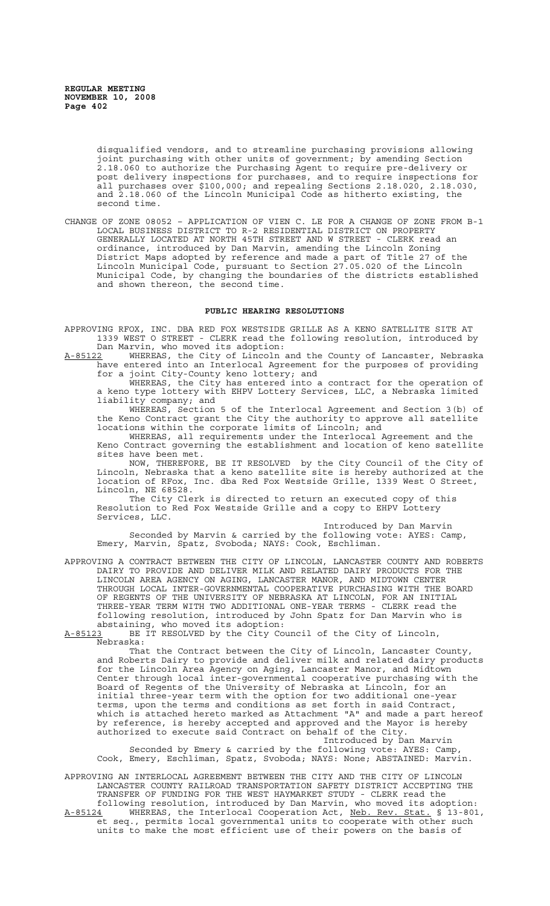disqualified vendors, and to streamline purchasing provisions allowing joint purchasing with other units of government; by amending Section 2.18.060 to authorize the Purchasing Agent to require pre-delivery or post delivery inspections for purchases, and to require inspections for all purchases over $100,000; and repealing Sections 2.18.020, 2.18.030, and 2.18.060 of the Lincoln Municipal Code as hitherto existing, the second time.

CHANGE OF ZONE 08052 – APPLICATION OF VIEN C. LE FOR A CHANGE OF ZONE FROM B-1 LOCAL BUSINESS DISTRICT TO R-2 RESIDENTIAL DISTRICT ON PROPERTY GENERALLY LOCATED AT NORTH 45TH STREET AND W STREET - CLERK read an ordinance, introduced by Dan Marvin, amending the Lincoln Zoning District Maps adopted by reference and made a part of Title 27 of the Lincoln Municipal Code, pursuant to Section 27.05.020 of the Lincoln Municipal Code, by changing the boundaries of the districts established and shown thereon, the second time.

## PUBLIC HEARING RESOLUTIONS

APPROVING RFOX, INC. DBA RED FOX WESTSIDE GRILLE AS A KENO SATELLITE SITE AT 1339 WEST O STREET - CLERK read the following resolution, introduced by Dan Marvin, who moved its adoption:

A-85122 WHEREAS, the City of Lincoln and the County of Lancaster, Nebraska have entered into an Interlocal Agreement for the purposes of providing for a joint City-County keno lottery; and

WHEREAS, the City has entered into a contract for the operation of a keno type lottery with EHPV Lottery Services, LLC, a Nebraska limited liability company; and

WHEREAS, Section 5 of the Interlocal Agreement and Section 3(b) of the Keno Contract grant the City the authority to approve all satellite locations within the corporate limits of Lincoln; and

WHEREAS, all requirements under the Interlocal Agreement and the Keno Contract governing the establishment and location of keno satellite sites have been met.

NOW, THEREFORE, BE IT RESOLVED by the City Council of the City of Lincoln, Nebraska that a keno satellite site is hereby authorized at the location of RFox, Inc. dba Red Fox Westside Grille, 1339 West O Street, Lincoln, NE 68528.

The City Clerk is directed to return an executed copy of this Resolution to Red Fox Westside Grille and a copy to EHPV Lottery Services, LLC.

Introduced by Dan Marvin

Seconded by Marvin & carried by the following vote: AYES: Camp, Emery, Marvin, Spatz, Svoboda; NAYS: Cook, Eschliman.

APPROVING A CONTRACT BETWEEN THE CITY OF LINCOLN, LANCASTER COUNTY AND ROBERTS DAIRY TO PROVIDE AND DELIVER MILK AND RELATED DAIRY PRODUCTS FOR THE LINCOLN AREA AGENCY ON AGING, LANCASTER MANOR, AND MIDTOWN CENTER THROUGH LOCAL INTER-GOVERNMENTAL COOPERATIVE PURCHASING WITH THE BOARD OF REGENTS OF THE UNIVERSITY OF NEBRASKA AT LINCOLN, FOR AN INITIAL THREE-YEAR TERM WITH TWO ADDITIONAL ONE-YEAR TERMS - CLERK read the following resolution, introduced by John Spatz for Dan Marvin who is abstaining, who moved its adoption:

A-85123 BE IT RESOLVED by the City Council of the City of Lincoln, Nebraska:

That the Contract between the City of Lincoln, Lancaster County, and Roberts Dairy to provide and deliver milk and related dairy products for the Lincoln Area Agency on Aging, Lancaster Manor, and Midtown Center through local inter-governmental cooperative purchasing with the Board of Regents of the University of Nebraska at Lincoln, for an initial three-year term with the option for two additional one-year terms, upon the terms and conditions as set forth in said Contract, which is attached hereto marked as Attachment "A" and made a part hereof by reference, is hereby accepted and approved and the Mayor is hereby authorized to execute said Contract on behalf of the City.

Introduced by Dan Marvin

Seconded by Emery & carried by the following vote: AYES: Camp, Cook, Emery, Eschliman, Spatz, Svoboda; NAYS: None; ABSTAINED: Marvin.

APPROVING AN INTERLOCAL AGREEMENT BETWEEN THE CITY AND THE CITY OF LINCOLN LANCASTER COUNTY RAILROAD TRANSPORTATION SAFETY DISTRICT ACCEPTING THE TRANSFER OF FUNDING FOR THE WEST HAYMARKET STUDY - CLERK read the following resolution, introduced by Dan Marvin, who moved its adoption:

A-85124 WHEREAS, the Interlocal Cooperation Act, Neb. Rev. Stat. § 13-801, et seq., permits local governmental units to cooperate with other such units to make the most efficient use of their powers on the basis of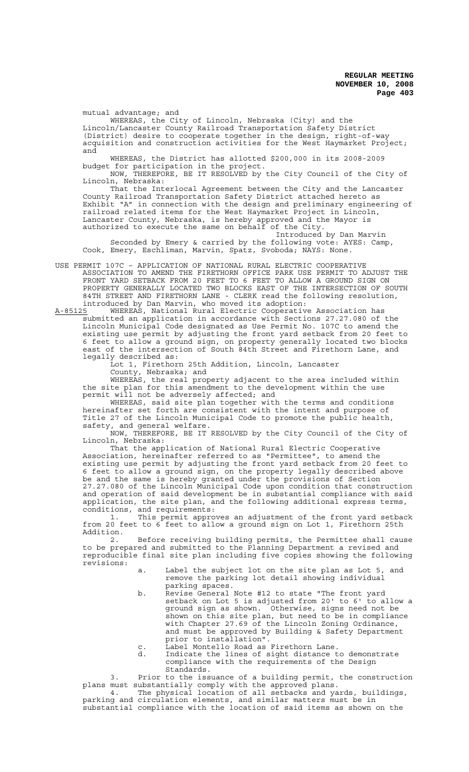mutual advantage; and

WHEREAS, the City of Lincoln, Nebraska (City) and the Lincoln/Lancaster County Railroad Transportation Safety District (District) desire to cooperate together in the design, right-of-way acquisition and construction activities for the West Haymarket Project; and

WHEREAS, the District has allotted $200,000 in its 2008-2009 budget for participation in the project.

NOW, THEREFORE, BE IT RESOLVED by the City Council of the City of Lincoln, Nebraska:

That the Interlocal Agreement between the City and the Lancaster County Railroad Transportation Safety District attached hereto as Exhibit "A" in connection with the design and preliminary engineering of railroad related items for the West Haymarket Project in Lincoln, Lancaster County, Nebraska, is hereby approved and the Mayor is authorized to execute the same on behalf of the City.

Introduced by Dan Marvin

Seconded by Emery & carried by the following vote: AYES: Camp, Cook, Emery, Eschliman, Marvin, Spatz, Svoboda; NAYS: None.

USE PERMIT 107C – APPLICATION OF NATIONAL RURAL ELECTRIC COOPERATIVE ASSOCIATION TO AMEND THE FIRETHORN OFFICE PARK USE PERMIT TO ADJUST THE FRONT YARD SETBACK FROM 20 FEET TO 6 FEET TO ALLOW A GROUND SIGN ON PROPERTY GENERALLY LOCATED TWO BLOCKS EAST OF THE INTERSECTION OF SOUTH 84TH STREET AND FIRETHORN LANE - CLERK read the following resolution, introduced by Dan Marvin, who moved its adoption:

A-85125 WHEREAS, National Rural Electric Cooperative Association has submitted an application in accordance with Sections 27.27.080 of the Lincoln Municipal Code designated as Use Permit No. 107C to amend the existing use permit by adjusting the front yard setback from 20 feet to 6 feet to allow a ground sign, on property generally located two blocks east of the intersection of South 84th Street and Firethorn Lane, and legally described as:

Lot 1, Firethorn 25th Addition, Lincoln, Lancaster County, Nebraska; and

WHEREAS, the real property adjacent to the area included within the site plan for this amendment to the development within the use permit will not be adversely affected; and

WHEREAS, said site plan together with the terms and conditions hereinafter set forth are consistent with the intent and purpose of Title 27 of the Lincoln Municipal Code to promote the public health, safety, and general welfare.

NOW, THEREFORE, BE IT RESOLVED by the City Council of the City of Lincoln, Nebraska:

That the application of National Rural Electric Cooperative Association, hereinafter referred to as "Permittee", to amend the existing use permit by adjusting the front yard setback from 20 feet to 6 feet to allow a ground sign, on the property legally described above be and the same is hereby granted under the provisions of Section 27.27.080 of the Lincoln Municipal Code upon condition that construction and operation of said development be in substantial compliance with said application, the site plan, and the following additional express terms, conditions, and requirements:

1. This permit approves an adjustment of the front yard setback from 20 feet to 6 feet to allow a ground sign on Lot 1, Firethorn 25th Addition.

2. Before receiving building permits, the Permittee shall cause to be prepared and submitted to the Planning Department a revised and reproducible final site plan including five copies showing the following revisions:

   a. Label the subject lot on the site plan as Lot 5, and remove the parking lot detail showing individual parking spaces.
   b. Revise General Note #12 to state "The front yard setback on Lot 5 is adjusted from 20' to 6' to allow a ground sign as shown. Otherwise, signs need not be shown on this site plan, but need to be in compliance with Chapter 27.69 of the Lincoln Zoning Ordinance, and must be approved by Building & Safety Department prior to installation".
   c. Label Montello Road as Firethorn Lane.
   d. Indicate the lines of sight distance to demonstrate compliance with the requirements of the Design Standards.

3. Prior to the issuance of a building permit, the construction plans must substantially comply with the approved plans.

4. The physical location of all setbacks and yards, buildings, parking and circulation elements, and similar matters must be in substantial compliance with the location of said items as shown on the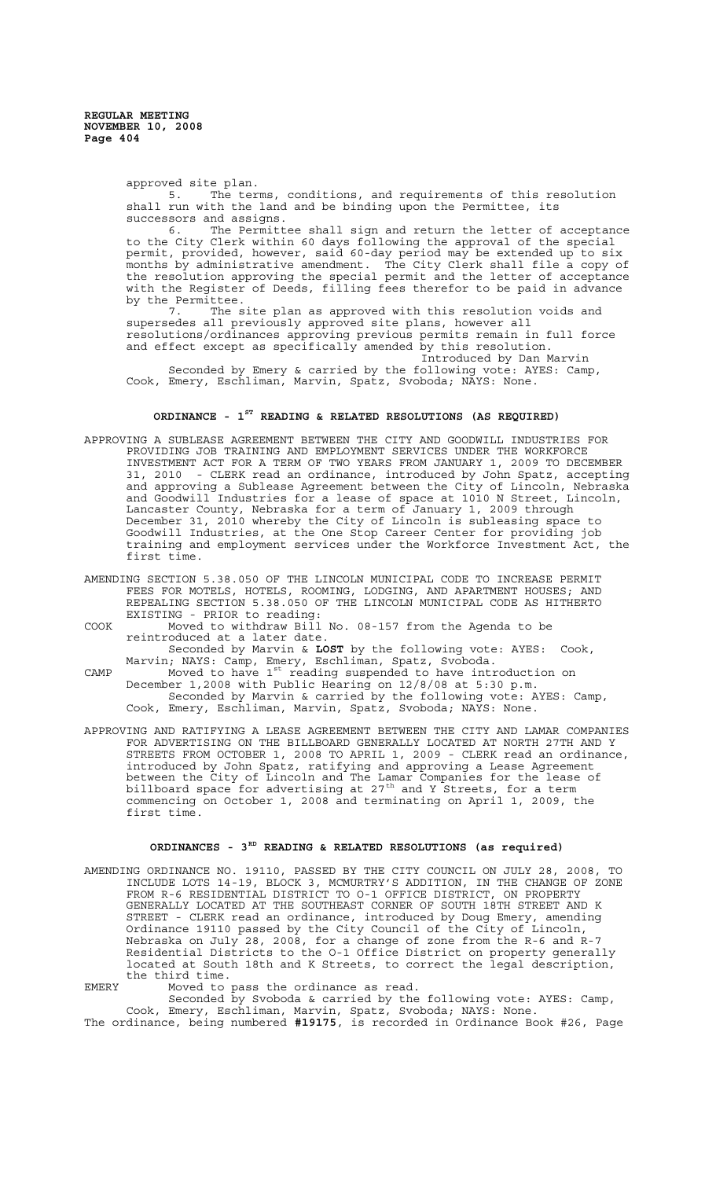approved site plan.

5. The terms, conditions, and requirements of this resolution shall run with the land and be binding upon the Permittee, its successors and assigns.

6. The Permittee shall sign and return the letter of acceptance to the City Clerk within 60 days following the approval of the special permit, provided, however, said 60-day period may be extended up to six months by administrative amendment. The City Clerk shall file a copy of the resolution approving the special permit and the letter of acceptance with the Register of Deeds, filling fees therefor to be paid in advance by the Permittee.

7. The site plan as approved with this resolution voids and supersedes all previously approved site plans, however all resolutions/ordinances approving previous permits remain in full force and effect except as specifically amended by this resolution.

Introduced by Dan Marvin

Seconded by Emery & carried by the following vote: AYES: Camp, Cook, Emery, Eschliman, Marvin, Spatz, Svoboda; NAYS: None.

## ORDINANCE - 1ST READING & RELATED RESOLUTIONS (AS REQUIRED)

APPROVING A SUBLEASE AGREEMENT BETWEEN THE CITY AND GOODWILL INDUSTRIES FOR PROVIDING JOB TRAINING AND EMPLOYMENT SERVICES UNDER THE WORKFORCE INVESTMENT ACT FOR A TERM OF TWO YEARS FROM JANUARY 1, 2009 TO DECEMBER 31, 2010 - CLERK read an ordinance, introduced by John Spatz, accepting and approving a Sublease Agreement between the City of Lincoln, Nebraska and Goodwill Industries for a lease of space at 1010 N Street, Lincoln, Lancaster County, Nebraska for a term of January 1, 2009 through December 31, 2010 whereby the City of Lincoln is subleasing space to Goodwill Industries, at the One Stop Career Center for providing job training and employment services under the Workforce Investment Act, the first time.

AMENDING SECTION 5.38.050 OF THE LINCOLN MUNICIPAL CODE TO INCREASE PERMIT FEES FOR MOTELS, HOTELS, ROOMING, LODGING, AND APARTMENT HOUSES; AND REPEALING SECTION 5.38.050 OF THE LINCOLN MUNICIPAL CODE AS HITHERTO EXISTING - PRIOR to reading:

COOK Moved to withdraw Bill No. 08-157 from the Agenda to be reintroduced at a later date.

Seconded by Marvin & **LOST** by the following vote: AYES: Cook, Marvin; NAYS: Camp, Emery, Eschliman, Spatz, Svoboda.

CAMP Moved to have 1st reading suspended to have introduction on December 1,2008 with Public Hearing on 12/8/08 at 5:30 p.m.

Seconded by Marvin & carried by the following vote: AYES: Camp, Cook, Emery, Eschliman, Marvin, Spatz, Svoboda; NAYS: None.

APPROVING AND RATIFYING A LEASE AGREEMENT BETWEEN THE CITY AND LAMAR COMPANIES FOR ADVERTISING ON THE BILLBOARD GENERALLY LOCATED AT NORTH 27TH AND Y STREETS FROM OCTOBER 1, 2008 TO APRIL 1, 2009 - CLERK read an ordinance, introduced by John Spatz, ratifying and approving a Lease Agreement between the City of Lincoln and The Lamar Companies for the lease of billboard space for advertising at 27th and Y Streets, for a term commencing on October 1, 2008 and terminating on April 1, 2009, the first time.

## ORDINANCES - 3RD READING & RELATED RESOLUTIONS (as required)

AMENDING ORDINANCE NO. 19110, PASSED BY THE CITY COUNCIL ON JULY 28, 2008, TO INCLUDE LOTS 14-19, BLOCK 3, MCMURTRY'S ADDITION, IN THE CHANGE OF ZONE FROM R-6 RESIDENTIAL DISTRICT TO O-1 OFFICE DISTRICT, ON PROPERTY GENERALLY LOCATED AT THE SOUTHEAST CORNER OF SOUTH 18TH STREET AND K STREET - CLERK read an ordinance, introduced by Doug Emery, amending Ordinance 19110 passed by the City Council of the City of Lincoln, Nebraska on July 28, 2008, for a change of zone from the R-6 and R-7 Residential Districts to the O-1 Office District on property generally located at South 18th and K Streets, to correct the legal description, the third time.

EMERY Moved to pass the ordinance as read.

Seconded by Svoboda & carried by the following vote: AYES: Camp, Cook, Emery, Eschliman, Marvin, Spatz, Svoboda; NAYS: None.

The ordinance, being numbered **#19175**, is recorded in Ordinance Book #26, Page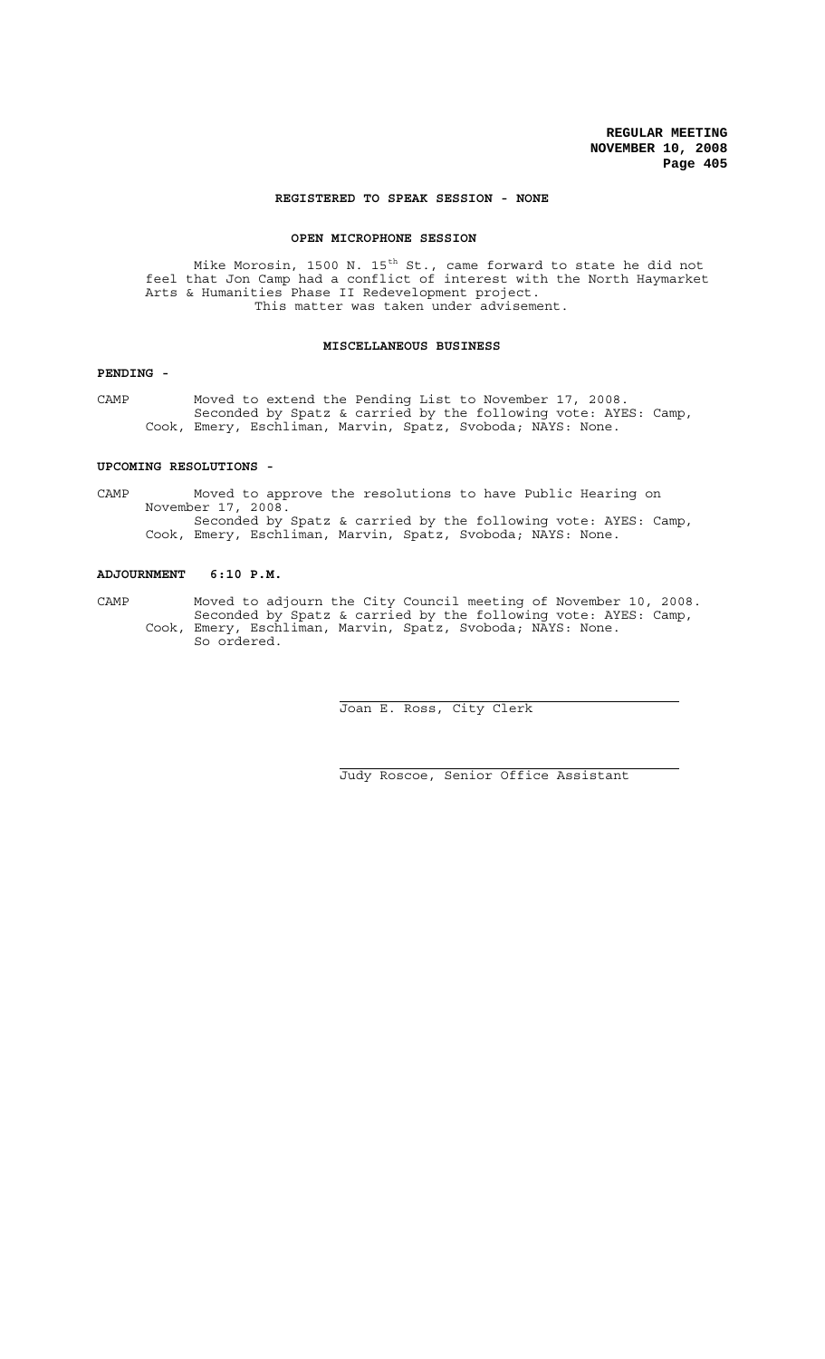**REGISTERED TO SPEAK SESSION - NONE**

**OPEN MICROPHONE SESSION**

Mike Morosin, 1500 N. 15th St., came forward to state he did not feel that Jon Camp had a conflict of interest with the North Haymarket Arts & Humanities Phase II Redevelopment project.
This matter was taken under advisement.

**MISCELLANEOUS BUSINESS**

**PENDING -**

CAMP Moved to extend the Pending List to November 17, 2008.
Seconded by Spatz & carried by the following vote: AYES: Camp, Cook, Emery, Eschliman, Marvin, Spatz, Svoboda; NAYS: None.

**UPCOMING RESOLUTIONS -**

CAMP Moved to approve the resolutions to have Public Hearing on November 17, 2008.
Seconded by Spatz & carried by the following vote: AYES: Camp, Cook, Emery, Eschliman, Marvin, Spatz, Svoboda; NAYS: None.

**ADJOURNMENT 6:10 P.M.**

CAMP Moved to adjourn the City Council meeting of November 10, 2008.
Seconded by Spatz & carried by the following vote: AYES: Camp, Cook, Emery, Eschliman, Marvin, Spatz, Svoboda; NAYS: None.
So ordered.

Joan E. Ross, City Clerk

Judy Roscoe, Senior Office Assistant